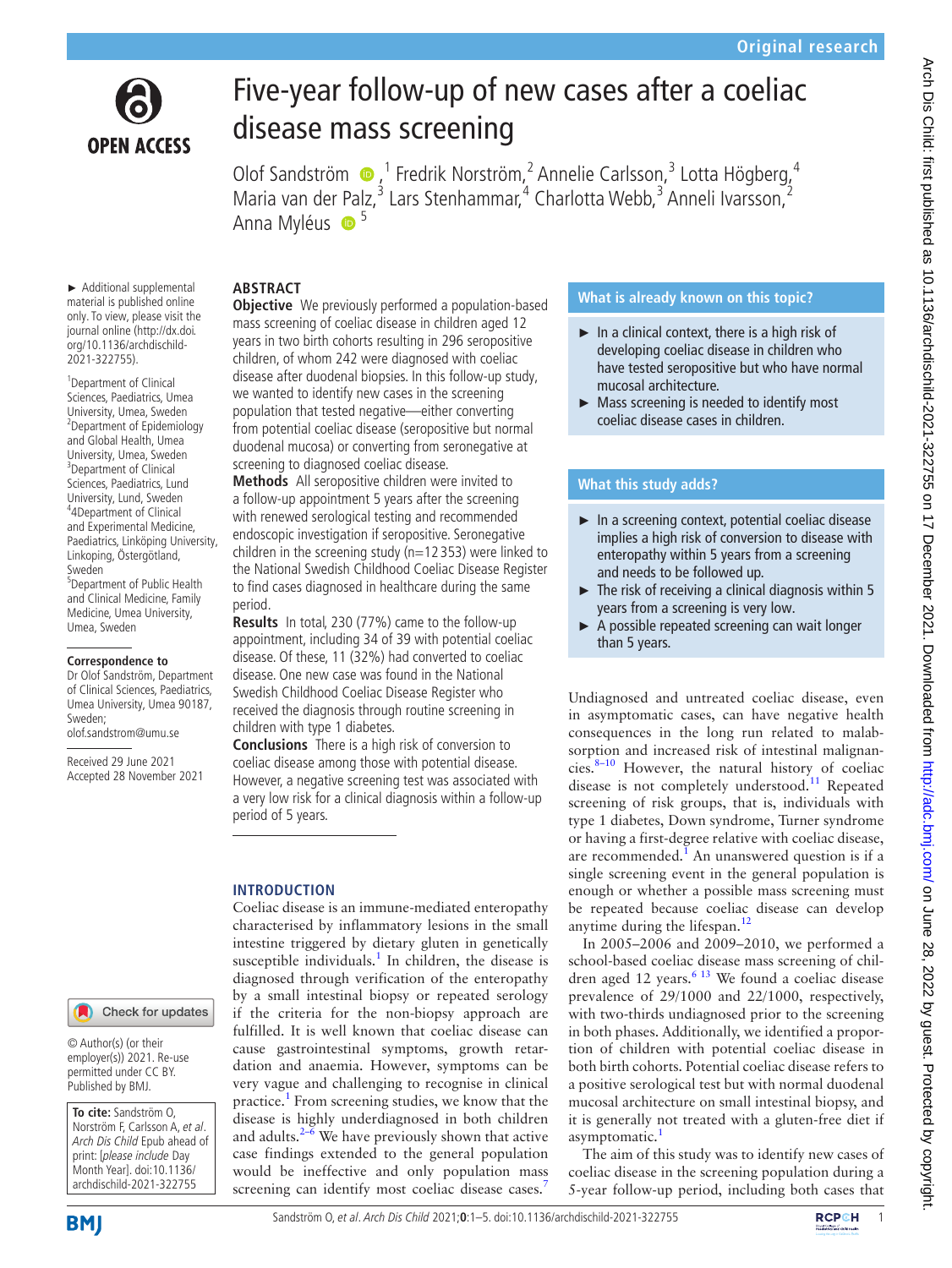Original research

# Five-year follow-up of new cases after a coeliac disease mass screening

Olof Sandström,[1] Fredrik Norström,[2] Annelie Carlsson,[3] Lotta Högberg,[4] Maria van der Palz,[3] Lars Stenhammar,[4] Charlotta Webb,[3] Anneli Ivarsson,[2] Anna Myléus[5]

► Additional supplemental material is published online only. To view, please visit the journal online (http://dx.doi.org/10.1136/archdischild-2021-322755).

[1]Department of Clinical Sciences, Paediatrics, Umea University, Umea, Sweden
[2]Department of Epidemiology and Global Health, Umea University, Umea, Sweden
[3]Department of Clinical Sciences, Paediatrics, Lund University, Lund, Sweden
[4]4Department of Clinical and Experimental Medicine, Paediatrics, Linköping University, Linkoping, Östergötland, Sweden
[5]Department of Public Health and Clinical Medicine, Family Medicine, Umea University, Umea, Sweden

**Correspondence to**
Dr Olof Sandström, Department of Clinical Sciences, Paediatrics, Umea University, Umea 90187, Sweden; olof.sandstrom@umu.se

Received 29 June 2021
Accepted 28 November 2021

© Author(s) (or their employer(s)) 2021. Re-use permitted under CC BY. Published by BMJ.

**To cite:** Sandström O, Norström F, Carlsson A, et al. *Arch Dis Child* Epub ahead of print: [*please include* Day Month Year]. doi:10.1136/archdischild-2021-322755

## ABSTRACT

**Objective** We previously performed a population-based mass screening of coeliac disease in children aged 12 years in two birth cohorts resulting in 296 seropositive children, of whom 242 were diagnosed with coeliac disease after duodenal biopsies. In this follow-up study, we wanted to identify new cases in the screening population that tested negative—either converting from potential coeliac disease (seropositive but normal duodenal mucosa) or converting from seronegative at screening to diagnosed coeliac disease.

**Methods** All seropositive children were invited to a follow-up appointment 5 years after the screening with renewed serological testing and recommended endoscopic investigation if seropositive. Seronegative children in the screening study (n=12 353) were linked to the National Swedish Childhood Coeliac Disease Register to find cases diagnosed in healthcare during the same period.

**Results** In total, 230 (77%) came to the follow-up appointment, including 34 of 39 with potential coeliac disease. Of these, 11 (32%) had converted to coeliac disease. One new case was found in the National Swedish Childhood Coeliac Disease Register who received the diagnosis through routine screening in children with type 1 diabetes.

**Conclusions** There is a high risk of conversion to coeliac disease among those with potential disease. However, a negative screening test was associated with a very low risk for a clinical diagnosis within a follow-up period of 5 years.

### What is already known on this topic?

- In a clinical context, there is a high risk of developing coeliac disease in children who have tested seropositive but who have normal mucosal architecture.
- Mass screening is needed to identify most coeliac disease cases in children.

### What this study adds?

- In a screening context, potential coeliac disease implies a high risk of conversion to disease with enteropathy within 5 years from a screening and needs to be followed up.
- The risk of receiving a clinical diagnosis within 5 years from a screening is very low.
- A possible repeated screening can wait longer than 5 years.

## INTRODUCTION

Coeliac disease is an immune-mediated enteropathy characterised by inflammatory lesions in the small intestine triggered by dietary gluten in genetically susceptible individuals.[1] In children, the disease is diagnosed through verification of the enteropathy by a small intestinal biopsy or repeated serology if the criteria for the non-biopsy approach are fulfilled. It is well known that coeliac disease can cause gastrointestinal symptoms, growth retardation and anaemia. However, symptoms can be very vague and challenging to recognise in clinical practice.[1] From screening studies, we know that the disease is highly underdiagnosed in both children and adults.[2–6] We have previously shown that active case findings extended to the general population would be ineffective and only population mass screening can identify most coeliac disease cases.[7]

Undiagnosed and untreated coeliac disease, even in asymptomatic cases, can have negative health consequences in the long run related to malabsorption and increased risk of intestinal malignancies.[8–10] However, the natural history of coeliac disease is not completely understood.[11] Repeated screening of risk groups, that is, individuals with type 1 diabetes, Down syndrome, Turner syndrome or having a first-degree relative with coeliac disease, are recommended.[1] An unanswered question is if a single screening event in the general population is enough or whether a possible mass screening must be repeated because coeliac disease can develop anytime during the lifespan.[12]

In 2005–2006 and 2009–2010, we performed a school-based coeliac disease mass screening of children aged 12 years.[6,13] We found a coeliac disease prevalence of 29/1000 and 22/1000, respectively, with two-thirds undiagnosed prior to the screening in both phases. Additionally, we identified a proportion of children with potential coeliac disease in both birth cohorts. Potential coeliac disease refers to a positive serological test but with normal duodenal mucosal architecture on small intestinal biopsy, and it is generally not treated with a gluten-free diet if asymptomatic.[1]

The aim of this study was to identify new cases of coeliac disease in the screening population during a 5-year follow-up period, including both cases that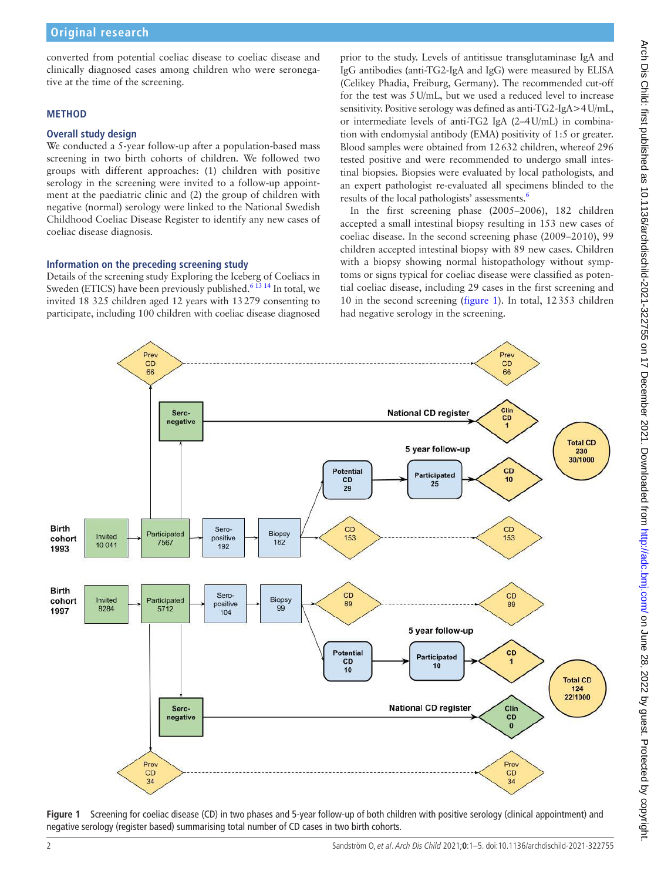converted from potential coeliac disease to coeliac disease and clinically diagnosed cases among children who were seronegative at the time of the screening.

## METHOD

### Overall study design

We conducted a 5-year follow-up after a population-based mass screening in two birth cohorts of children. We followed two groups with different approaches: (1) children with positive serology in the screening were invited to a follow-up appointment at the paediatric clinic and (2) the group of children with negative (normal) serology were linked to the National Swedish Childhood Coeliac Disease Register to identify any new cases of coeliac disease diagnosis.

### Information on the preceding screening study

Details of the screening study Exploring the Iceberg of Coeliacs in Sweden (ETICS) have been previously published.[6 13 14] In total, we invited 18 325 children aged 12 years with 13 279 consenting to participate, including 100 children with coeliac disease diagnosed prior to the study. Levels of antitissue transglutaminase IgA and IgG antibodies (anti-TG2-IgA and IgG) were measured by ELISA (Celikey Phadia, Freiburg, Germany). The recommended cut-off for the test was 5 U/mL, but we used a reduced level to increase sensitivity. Positive serology was defined as anti-TG2-IgA>4 U/mL, or intermediate levels of anti-TG2 IgA (2–4 U/mL) in combination with endomysial antibody (EMA) positivity of 1:5 or greater. Blood samples were obtained from 12 632 children, whereof 296 tested positive and were recommended to undergo small intestinal biopsies. Biopsies were evaluated by local pathologists, and an expert pathologist re-evaluated all specimens blinded to the results of the local pathologists' assessments.[6]

In the first screening phase (2005–2006), 182 children accepted a small intestinal biopsy resulting in 153 new cases of coeliac disease. In the second screening phase (2009–2010), 99 children accepted intestinal biopsy with 89 new cases. Children with a biopsy showing normal histopathology without symptoms or signs typical for coeliac disease were classified as potential coeliac disease, including 29 cases in the first screening and 10 in the second screening (figure 1). In total, 12 353 children had negative serology in the screening.

Figure 1 Screening for coeliac disease (CD) in two phases and 5-year follow-up of both children with positive serology (clinical appointment) and negative serology (register based) summarising total number of CD cases in two birth cohorts.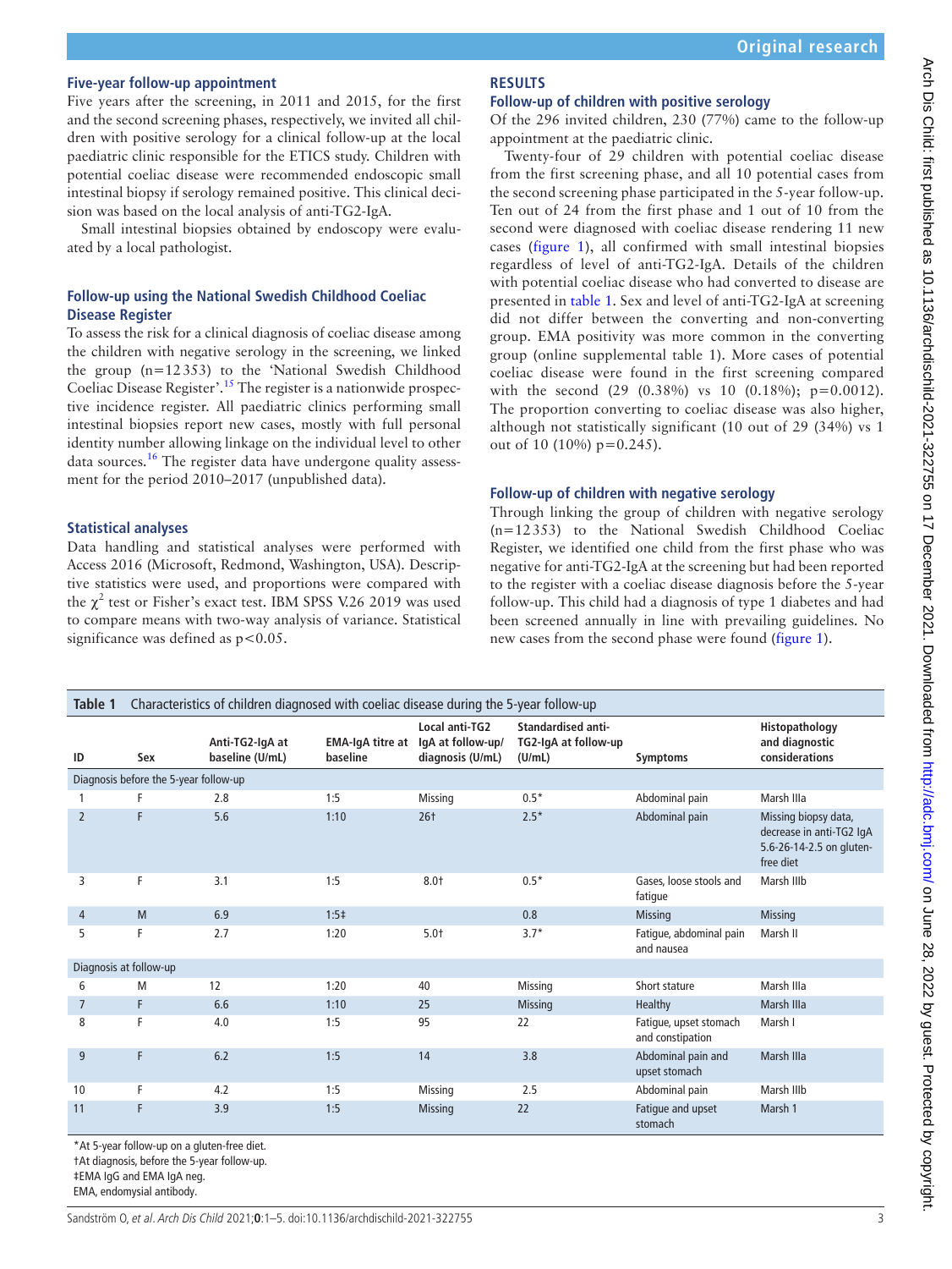### Five-year follow-up appointment

Five years after the screening, in 2011 and 2015, for the first and the second screening phases, respectively, we invited all children with positive serology for a clinical follow-up at the local paediatric clinic responsible for the ETICS study. Children with potential coeliac disease were recommended endoscopic small intestinal biopsy if serology remained positive. This clinical decision was based on the local analysis of anti-TG2-IgA.

Small intestinal biopsies obtained by endoscopy were evaluated by a local pathologist.

### Follow-up using the National Swedish Childhood Coeliac Disease Register

To assess the risk for a clinical diagnosis of coeliac disease among the children with negative serology in the screening, we linked the group (n=12 353) to the 'National Swedish Childhood Coeliac Disease Register'.[15] The register is a nationwide prospective incidence register. All paediatric clinics performing small intestinal biopsies report new cases, mostly with full personal identity number allowing linkage on the individual level to other data sources.[16] The register data have undergone quality assessment for the period 2010–2017 (unpublished data).

### Statistical analyses

Data handling and statistical analyses were performed with Access 2016 (Microsoft, Redmond, Washington, USA). Descriptive statistics were used, and proportions were compared with the $\chi^2$ test or Fisher's exact test. IBM SPSS V.26 2019 was used to compare means with two-way analysis of variance. Statistical significance was defined as $p<0.05$.

## RESULTS

### Follow-up of children with positive serology

Of the 296 invited children, 230 (77%) came to the follow-up appointment at the paediatric clinic.

Twenty-four of 29 children with potential coeliac disease from the first screening phase, and all 10 potential cases from the second screening phase participated in the 5-year follow-up. Ten out of 24 from the first phase and 1 out of 10 from the second were diagnosed with coeliac disease rendering 11 new cases (figure 1), all confirmed with small intestinal biopsies regardless of level of anti-TG2-IgA. Details of the children with potential coeliac disease who had converted to disease are presented in table 1. Sex and level of anti-TG2-IgA at screening did not differ between the converting and non-converting group. EMA positivity was more common in the converting group (online supplemental table 1). More cases of potential coeliac disease were found in the first screening compared with the second (29 (0.38%) vs 10 (0.18%); p=0.0012). The proportion converting to coeliac disease was also higher, although not statistically significant (10 out of 29 (34%) vs 1 out of 10 (10%) p=0.245).

### Follow-up of children with negative serology

Through linking the group of children with negative serology (n=12 353) to the National Swedish Childhood Coeliac Register, we identified one child from the first phase who was negative for anti-TG2-IgA at the screening but had been reported to the register with a coeliac disease diagnosis before the 5-year follow-up. This child had a diagnosis of type 1 diabetes and had been screened annually in line with prevailing guidelines. No new cases from the second phase were found (figure 1).

**Table 1** Characteristics of children diagnosed with coeliac disease during the 5-year follow-up

| ID | Sex | Anti-TG2-IgA at baseline (U/mL) | EMA-IgA titre at baseline | Local anti-TG2 IgA at follow-up/ diagnosis (U/mL) | Standardised anti-TG2-IgA at follow-up (U/mL) | Symptoms | Histopathology and diagnostic considerations |
|---|---|---|---|---|---|---|---|
| Diagnosis before the 5-year follow-up | | | | | | | |
| 1 | F | 2.8 | 1:5 | Missing | 0.5* | Abdominal pain | Marsh IIIa |
| 2 | F | 5.6 | 1:10 | 26† | 2.5* | Abdominal pain | Missing biopsy data, decrease in anti-TG2 IgA 5.6-26-14-2.5 on gluten-free diet |
| 3 | F | 3.1 | 1:5 | 8.0† | 0.5* | Gases, loose stools and fatigue | Marsh IIIb |
| 4 | M | 6.9 | 1:5‡ | | 0.8 | Missing | Missing |
| 5 | F | 2.7 | 1:20 | 5.0† | 3.7* | Fatigue, abdominal pain and nausea | Marsh II |
| Diagnosis at follow-up | | | | | | | |
| 6 | M | 12 | 1:20 | 40 | Missing | Short stature | Marsh IIIa |
| 7 | F | 6.6 | 1:10 | 25 | Missing | Healthy | Marsh IIIa |
| 8 | F | 4.0 | 1:5 | 95 | 22 | Fatigue, upset stomach and constipation | Marsh I |
| 9 | F | 6.2 | 1:5 | 14 | 3.8 | Abdominal pain and upset stomach | Marsh IIIa |
| 10 | F | 4.2 | 1:5 | Missing | 2.5 | Abdominal pain | Marsh IIIb |
| 11 | F | 3.9 | 1:5 | Missing | 22 | Fatigue and upset stomach | Marsh 1 |

*At 5-year follow-up on a gluten-free diet.
†At diagnosis, before the 5-year follow-up.
‡EMA IgG and EMA IgA neg.
EMA, endomysial antibody.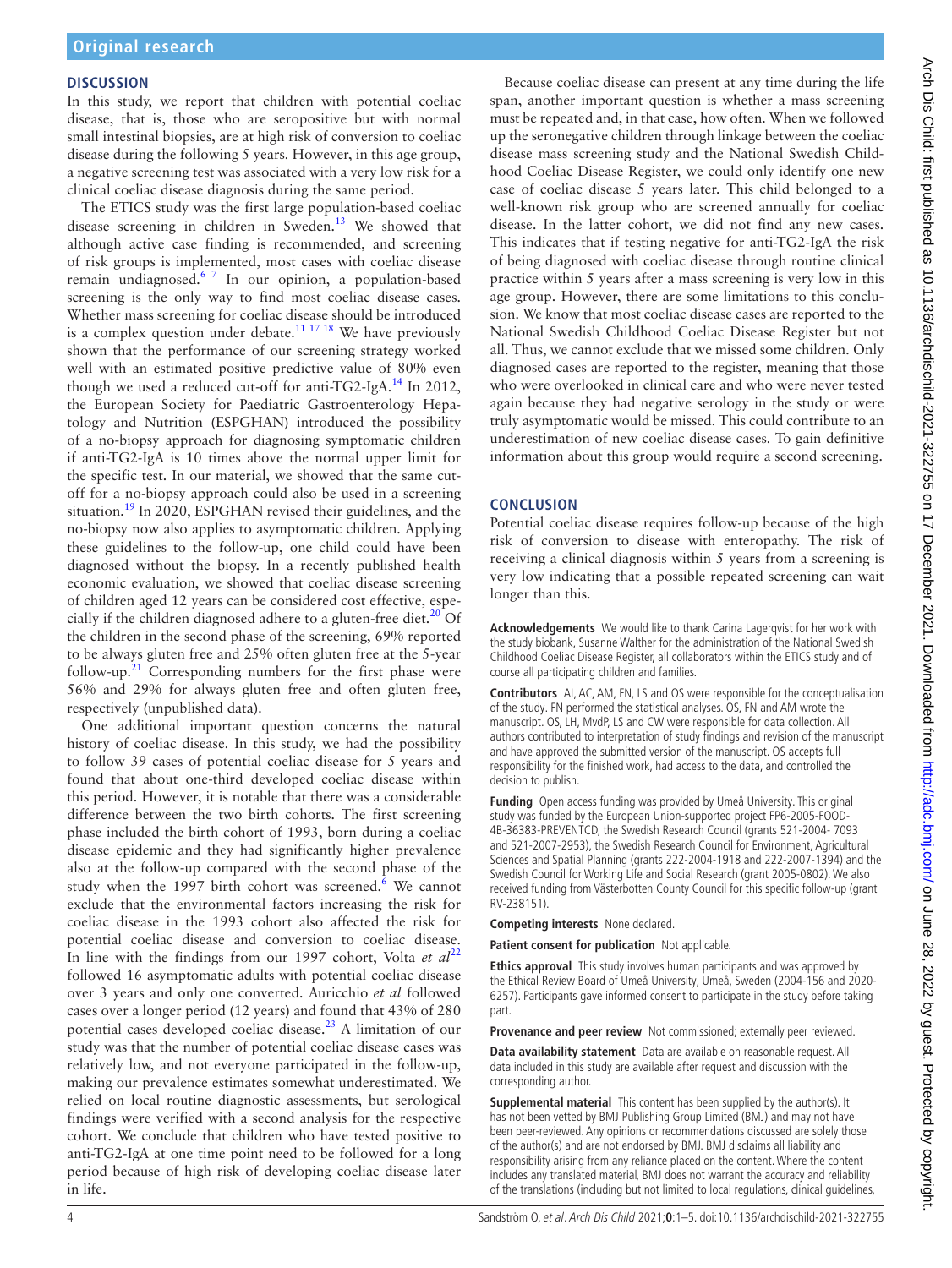## DISCUSSION

In this study, we report that children with potential coeliac disease, that is, those who are seropositive but with normal small intestinal biopsies, are at high risk of conversion to coeliac disease during the following 5 years. However, in this age group, a negative screening test was associated with a very low risk for a clinical coeliac disease diagnosis during the same period.

The ETICS study was the first large population-based coeliac disease screening in children in Sweden.[13] We showed that although active case finding is recommended, and screening of risk groups is implemented, most cases with coeliac disease remain undiagnosed.[6 7] In our opinion, a population-based screening is the only way to find most coeliac disease cases. Whether mass screening for coeliac disease should be introduced is a complex question under debate.[11 17 18] We have previously shown that the performance of our screening strategy worked well with an estimated positive predictive value of 80% even though we used a reduced cut-off for anti-TG2-IgA.[14] In 2012, the European Society for Paediatric Gastroenterology Hepatology and Nutrition (ESPGHAN) introduced the possibility of a no-biopsy approach for diagnosing symptomatic children if anti-TG2-IgA is 10 times above the normal upper limit for the specific test. In our material, we showed that the same cut-off for a no-biopsy approach could also be used in a screening situation.[19] In 2020, ESPGHAN revised their guidelines, and the no-biopsy now also applies to asymptomatic children. Applying these guidelines to the follow-up, one child could have been diagnosed without the biopsy. In a recently published health economic evaluation, we showed that coeliac disease screening of children aged 12 years can be considered cost effective, especially if the children diagnosed adhere to a gluten-free diet.[20] Of the children in the second phase of the screening, 69% reported to be always gluten free and 25% often gluten free at the 5-year follow-up.[21] Corresponding numbers for the first phase were 56% and 29% for always gluten free and often gluten free, respectively (unpublished data).

One additional important question concerns the natural history of coeliac disease. In this study, we had the possibility to follow 39 cases of potential coeliac disease for 5 years and found that about one-third developed coeliac disease within this period. However, it is notable that there was a considerable difference between the two birth cohorts. The first screening phase included the birth cohort of 1993, born during a coeliac disease epidemic and they had significantly higher prevalence also at the follow-up compared with the second phase of the study when the 1997 birth cohort was screened.[6] We cannot exclude that the environmental factors increasing the risk for coeliac disease in the 1993 cohort also affected the risk for potential coeliac disease and conversion to coeliac disease. In line with the findings from our 1997 cohort, Volta *et al*[22] followed 16 asymptomatic adults with potential coeliac disease over 3 years and only one converted. Auricchio *et al* followed cases over a longer period (12 years) and found that 43% of 280 potential cases developed coeliac disease.[23] A limitation of our study was that the number of potential coeliac disease cases was relatively low, and not everyone participated in the follow-up, making our prevalence estimates somewhat underestimated. We relied on local routine diagnostic assessments, but serological findings were verified with a second analysis for the respective cohort. We conclude that children who have tested positive to anti-TG2-IgA at one time point need to be followed for a long period because of high risk of developing coeliac disease later in life.

Because coeliac disease can present at any time during the life span, another important question is whether a mass screening must be repeated and, in that case, how often. When we followed up the seronegative children through linkage between the coeliac disease mass screening study and the National Swedish Childhood Coeliac Disease Register, we could only identify one new case of coeliac disease 5 years later. This child belonged to a well-known risk group who are screened annually for coeliac disease. In the latter cohort, we did not find any new cases. This indicates that if testing negative for anti-TG2-IgA the risk of being diagnosed with coeliac disease through routine clinical practice within 5 years after a mass screening is very low in this age group. However, there are some limitations to this conclusion. We know that most coeliac disease cases are reported to the National Swedish Childhood Coeliac Disease Register but not all. Thus, we cannot exclude that we missed some children. Only diagnosed cases are reported to the register, meaning that those who were overlooked in clinical care and who were never tested again because they had negative serology in the study or were truly asymptomatic would be missed. This could contribute to an underestimation of new coeliac disease cases. To gain definitive information about this group would require a second screening.

## CONCLUSION

Potential coeliac disease requires follow-up because of the high risk of conversion to disease with enteropathy. The risk of receiving a clinical diagnosis within 5 years from a screening is very low indicating that a possible repeated screening can wait longer than this.

**Acknowledgements** We would like to thank Carina Lagerqvist for her work with the study biobank, Susanne Walther for the administration of the National Swedish Childhood Coeliac Disease Register, all collaborators within the ETICS study and of course all participating children and families.

**Contributors** AI, AC, AM, FN, LS and OS were responsible for the conceptualisation of the study. FN performed the statistical analyses. OS, FN and AM wrote the manuscript. OS, LH, MvdP, LS and CW were responsible for data collection. All authors contributed to interpretation of study findings and revision of the manuscript and have approved the submitted version of the manuscript. OS accepts full responsibility for the finished work, had access to the data, and controlled the decision to publish.

**Funding** Open access funding was provided by Umeå University. This original study was funded by the European Union-supported project FP6-2005-FOOD-4B-36383-PREVENTCD, the Swedish Research Council (grants 521-2004- 7093 and 521-2007-2953), the Swedish Research Council for Environment, Agricultural Sciences and Spatial Planning (grants 222-2004-1918 and 222-2007-1394) and the Swedish Council for Working Life and Social Research (grant 2005-0802). We also received funding from Västerbotten County Council for this specific follow-up (grant RV-238151).

**Competing interests** None declared.

**Patient consent for publication** Not applicable.

**Ethics approval** This study involves human participants and was approved by the Ethical Review Board of Umeå University, Umeå, Sweden (2004-156 and 2020-6257). Participants gave informed consent to participate in the study before taking part.

**Provenance and peer review** Not commissioned; externally peer reviewed.

**Data availability statement** Data are available on reasonable request. All data included in this study are available after request and discussion with the corresponding author.

**Supplemental material** This content has been supplied by the author(s). It has not been vetted by BMJ Publishing Group Limited (BMJ) and may not have been peer-reviewed. Any opinions or recommendations discussed are solely those of the author(s) and are not endorsed by BMJ. BMJ disclaims all liability and responsibility arising from any reliance placed on the content. Where the content includes any translated material, BMJ does not warrant the accuracy and reliability of the translations (including but not limited to local regulations, clinical guidelines,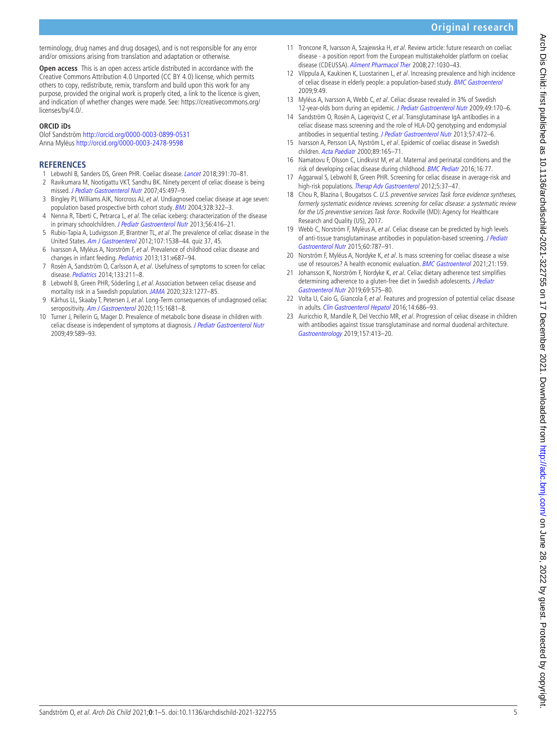terminology, drug names and drug dosages), and is not responsible for any error and/or omissions arising from translation and adaptation or otherwise.

**Open access** This is an open access article distributed in accordance with the Creative Commons Attribution 4.0 Unported (CC BY 4.0) license, which permits others to copy, redistribute, remix, transform and build upon this work for any purpose, provided the original work is properly cited, a link to the licence is given, and indication of whether changes were made. See: https://creativecommons.org/licenses/by/4.0/.

**ORCID iDs**

Olof Sandström http://orcid.org/0000-0003-0899-0531
Anna Myléus http://orcid.org/0000-0003-2478-9598

## REFERENCES

1. Lebwohl B, Sanders DS, Green PHR. Coeliac disease. *Lancet* 2018;391:70–81.
2. Ravikumara M, Nootigattu VKT, Sandhu BK. Ninety percent of celiac disease is being missed. *J Pediatr Gastroenterol Nutr* 2007;45:497–9.
3. Bingley PJ, Williams AJK, Norcross AJ, *et al*. Undiagnosed coeliac disease at age seven: population based prospective birth cohort study. *BMJ* 2004;328:322–3.
4. Nenna R, Tiberti C, Petrarca L, *et al*. The celiac iceberg: characterization of the disease in primary schoolchildren. *J Pediatr Gastroenterol Nutr* 2013;56:416–21.
5. Rubio-Tapia A, Ludvigsson JF, Brantner TL, *et al*. The prevalence of celiac disease in the United States. *Am J Gastroenterol* 2012;107:1538–44. quiz 37, 45.
6. Ivarsson A, Myléus A, Norström F, *et al*. Prevalence of childhood celiac disease and changes in infant feeding. *Pediatrics* 2013;131:e687–94.
7. Rosén A, Sandström O, Carlsson A, *et al*. Usefulness of symptoms to screen for celiac disease. *Pediatrics* 2014;133:211–8.
8. Lebwohl B, Green PHR, Söderling J, *et al*. Association between celiac disease and mortality risk in a Swedish population. *JAMA* 2020;323:1277–85.
9. Kårhus LL, Skaaby T, Petersen J, *et al*. Long-Term consequences of undiagnosed celiac seropositivity. *Am J Gastroenterol* 2020;115:1681–8.
10. Turner J, Pellerin G, Mager D. Prevalence of metabolic bone disease in children with celiac disease is independent of symptoms at diagnosis. *J Pediatr Gastroenterol Nutr* 2009;49:589–93.
11. Troncone R, Ivarsson A, Szajewska H, *et al*. Review article: future research on coeliac disease - a position report from the European multistakeholder platform on coeliac disease (CDEUSSA). *Aliment Pharmacol Ther* 2008;27:1030–43.
12. Vilppula A, Kaukinen K, Luostarinen L, *et al*. Increasing prevalence and high incidence of celiac disease in elderly people: a population-based study. *BMC Gastroenterol* 2009;9:49.
13. Myléus A, Ivarsson A, Webb C, *et al*. Celiac disease revealed in 3% of Swedish 12-year-olds born during an epidemic. *J Pediatr Gastroenterol Nutr* 2009;49:170–6.
14. Sandström O, Rosén A, Lagerqvist C, *et al*. Transglutaminase IgA antibodies in a celiac disease mass screening and the role of HLA-DQ genotyping and endomysial antibodies in sequential testing. *J Pediatr Gastroenterol Nutr* 2013;57:472–6.
15. Ivarsson A, Persson LA, Nyström L, *et al*. Epidemic of coeliac disease in Swedish children. *Acta Paediatr* 2000;89:165–71.
16. Namatovu F, Olsson C, Lindkvist M, *et al*. Maternal and perinatal conditions and the risk of developing celiac disease during childhood. *BMC Pediatr* 2016;16:77.
17. Aggarwal S, Lebwohl B, Green PHR. Screening for celiac disease in average-risk and high-risk populations. *Therap Adv Gastroenterol* 2012;5:37–47.
18. Chou R, Blazina I, Bougatsos C. *U.S. preventive services Task force evidence syntheses, formerly systematic evidence reviews. screening for celiac disease: a systematic review for the US preventive services Task force*. Rockville (MD): Agency for Healthcare Research and Quality (US), 2017.
19. Webb C, Norström F, Myléus A, *et al*. Celiac disease can be predicted by high levels of anti-tissue transglutaminase antibodies in population-based screening. *J Pediatr Gastroenterol Nutr* 2015;60:787–91.
20. Norström F, Myléus A, Nordyke K, *et al*. Is mass screening for coeliac disease a wise use of resources? A health economic evaluation. *BMC Gastroenterol* 2021;21:159.
21. Johansson K, Norström F, Nordyke K, *et al*. Celiac dietary adherence test simplifies determining adherence to a gluten-free diet in Swedish adolescents. *J Pediatr Gastroenterol Nutr* 2019;69:575–80.
22. Volta U, Caio G, Giancola F, *et al*. Features and progression of potential celiac disease in adults. *Clin Gastroenterol Hepatol* 2016;14:686–93.
23. Auricchio R, Mandile R, Del Vecchio MR, *et al*. Progression of celiac disease in children with antibodies against tissue transglutaminase and normal duodenal architecture. *Gastroenterology* 2019;157:413–20.